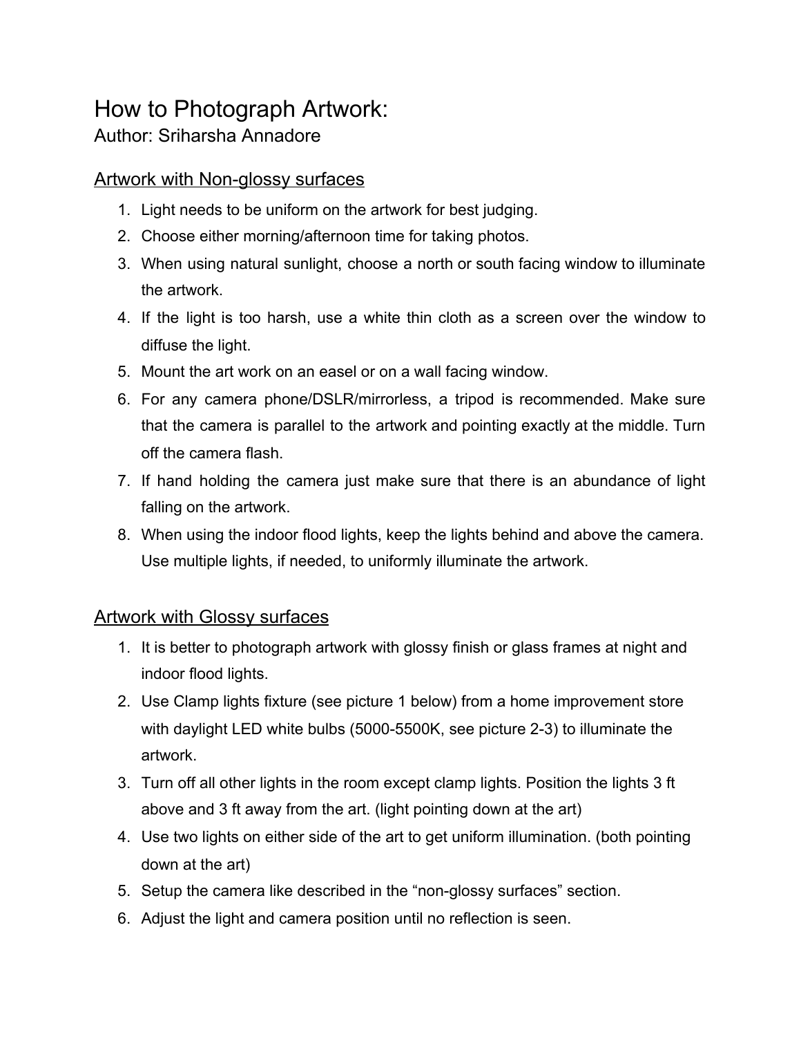# How to Photograph Artwork:

Author: Sriharsha Annadore

## Artwork with Non-glossy surfaces

1. Light needs to be uniform on the artwork for best judging.
2. Choose either morning/afternoon time for taking photos.
3. When using natural sunlight, choose a north or south facing window to illuminate the artwork.
4. If the light is too harsh, use a white thin cloth as a screen over the window to diffuse the light.
5. Mount the art work on an easel or on a wall facing window.
6. For any camera phone/DSLR/mirrorless, a tripod is recommended. Make sure that the camera is parallel to the artwork and pointing exactly at the middle. Turn off the camera flash.
7. If hand holding the camera just make sure that there is an abundance of light falling on the artwork.
8. When using the indoor flood lights, keep the lights behind and above the camera. Use multiple lights, if needed, to uniformly illuminate the artwork.

## Artwork with Glossy surfaces

1. It is better to photograph artwork with glossy finish or glass frames at night and indoor flood lights.
2. Use Clamp lights fixture (see picture 1 below) from a home improvement store with daylight LED white bulbs (5000-5500K, see picture 2-3) to illuminate the artwork.
3. Turn off all other lights in the room except clamp lights. Position the lights 3 ft above and 3 ft away from the art. (light pointing down at the art)
4. Use two lights on either side of the art to get uniform illumination. (both pointing down at the art)
5. Setup the camera like described in the "non-glossy surfaces" section.
6. Adjust the light and camera position until no reflection is seen.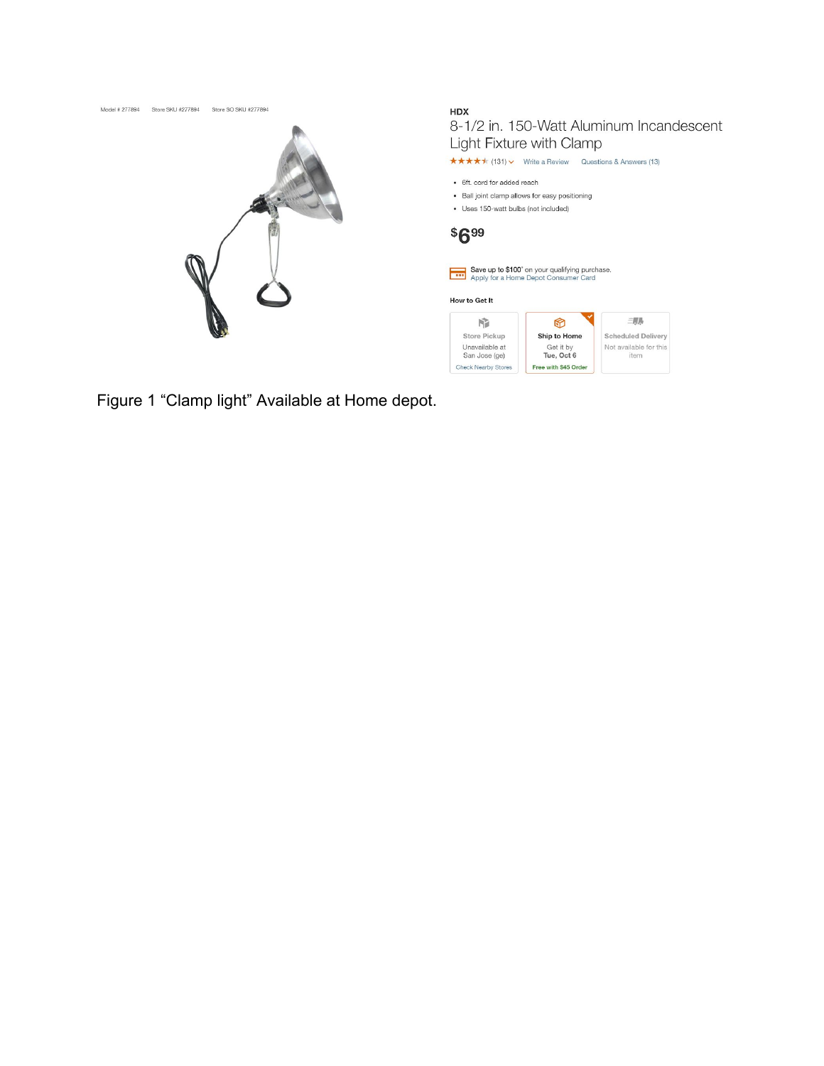Model # 277894 Store SKU #277894 Store SO SKU #277894

HDX

8-1/2 in. 150-Watt Aluminum Incandescent Light Fixture with Clamp

★★★★★ (131) Write a Review Questions & Answers (13)

- 6ft. cord for added reach
- Ball joint clamp allows for easy positioning
- Uses 150-watt bulbs (not included)

$6.99

Save up to $100[*] on your qualifying purchase.
Apply for a Home Depot Consumer Card

How to Get It

| Store Pickup | Ship to Home | Scheduled Delivery |
|---|---|---|
| Unavailable at San Jose (ge) | Get it by Tue, Oct 6 | Not available for this item |
| Check Nearby Stores | Free with $45 Order | |

Figure 1 “Clamp light” Available at Home depot.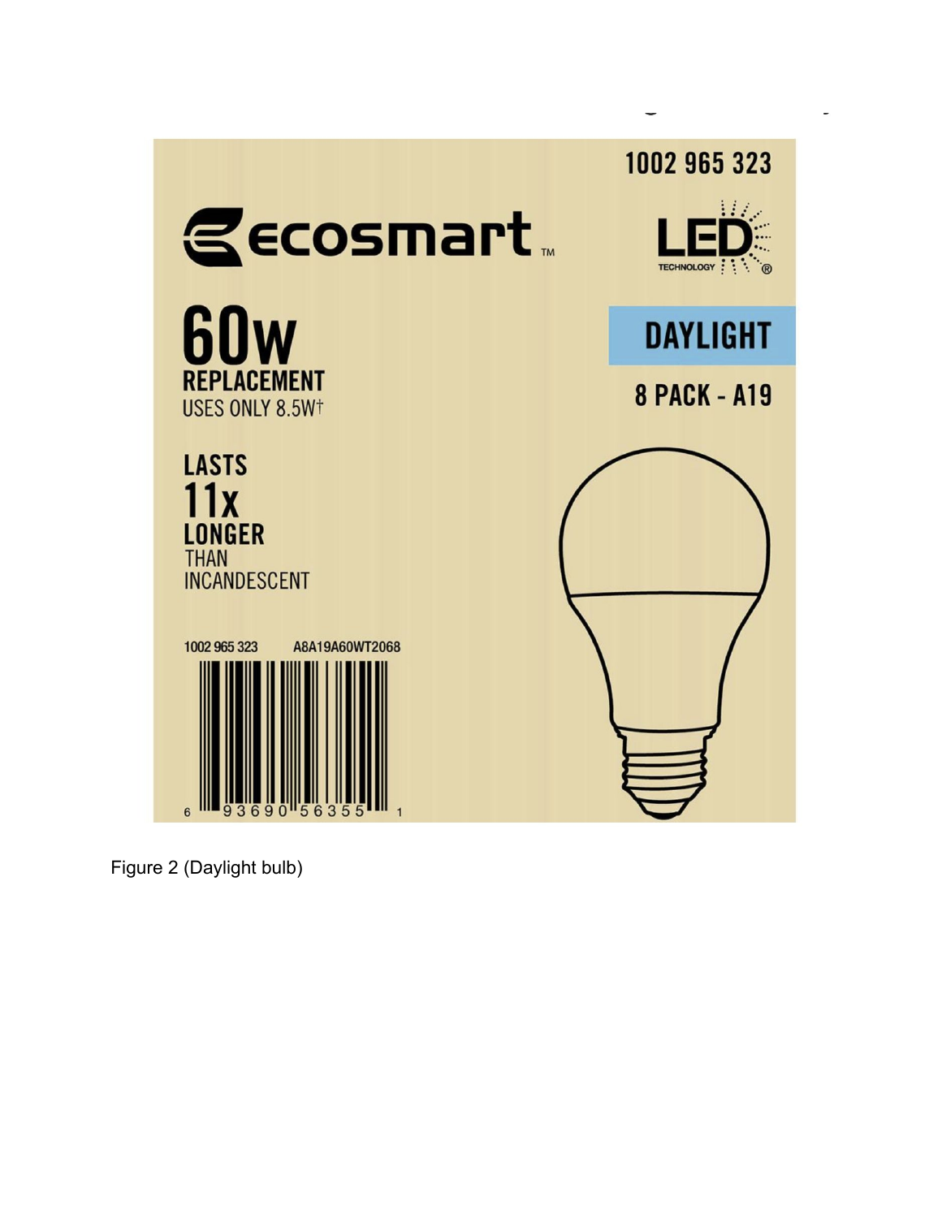1002 965 323

ecosmart™

LED TECHNOLOGY®

**60W**

**REPLACEMENT**

USES ONLY 8.5W†

**DAYLIGHT**

**8 PACK - A19**

**LASTS**

**11x**

**LONGER**

THAN

INCANDESCENT

1002 965 323 A8A19A60WT2068

6 93690 56355 1

Figure 2 (Daylight bulb)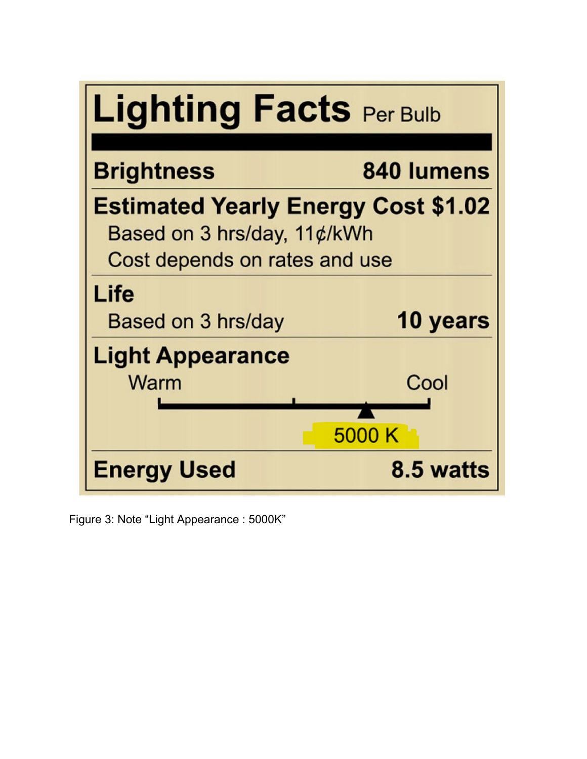# Lighting Facts Per Bulb

| | |
|---|---|
| **Brightness** | **840 lumens** |
| **Estimated Yearly Energy Cost** | **$1.02** |
| Based on 3 hrs/day, 11¢/kWh | |
| Cost depends on rates and use | |
| **Life** | |
| Based on 3 hrs/day | **10 years** |
| **Light Appearance** | |
| Warm | Cool |
| | 5000 K |
| **Energy Used** | **8.5 watts** |

Figure 3: Note "Light Appearance : 5000K"